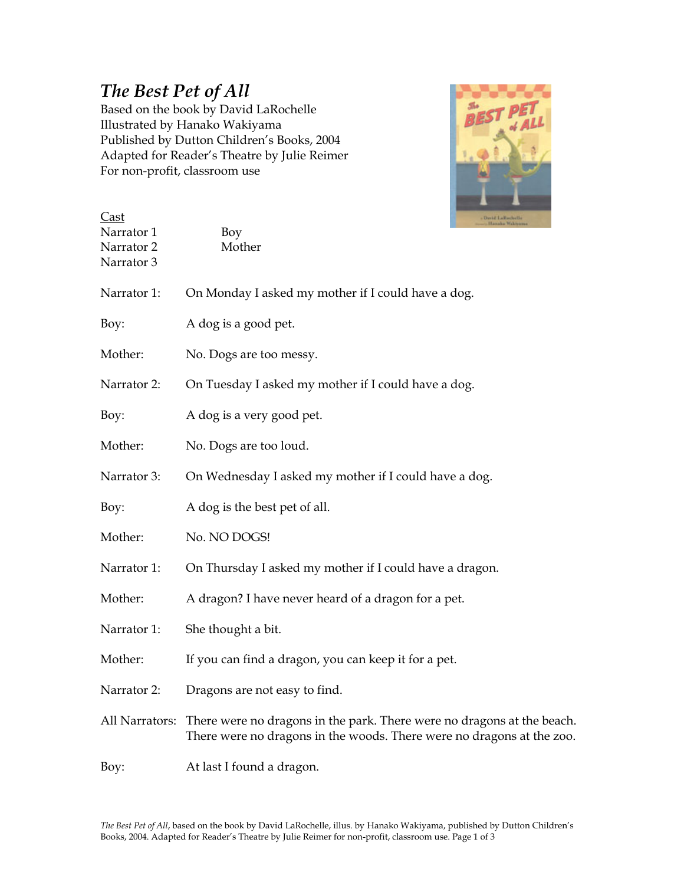# *The Best Pet of All*

Based on the book by David LaRochelle
Illustrated by Hanako Wakiyama
Published by Dutton Children's Books, 2004
Adapted for Reader's Theatre by Julie Reimer
For non-profit, classroom use

<u>Cast</u>

Narrator 1
Narrator 2
Narrator 3
Boy
Mother

| | |
|---|---|
| Narrator 1: | On Monday I asked my mother if I could have a dog. |
| Boy: | A dog is a good pet. |
| Mother: | No. Dogs are too messy. |
| Narrator 2: | On Tuesday I asked my mother if I could have a dog. |
| Boy: | A dog is a very good pet. |
| Mother: | No. Dogs are too loud. |
| Narrator 3: | On Wednesday I asked my mother if I could have a dog. |
| Boy: | A dog is the best pet of all. |
| Mother: | No. NO DOGS! |
| Narrator 1: | On Thursday I asked my mother if I could have a dragon. |
| Mother: | A dragon? I have never heard of a dragon for a pet. |
| Narrator 1: | She thought a bit. |
| Mother: | If you can find a dragon, you can keep it for a pet. |
| Narrator 2: | Dragons are not easy to find. |
| All Narrators: | There were no dragons in the park. There were no dragons at the beach. There were no dragons in the woods. There were no dragons at the zoo. |
| Boy: | At last I found a dragon. |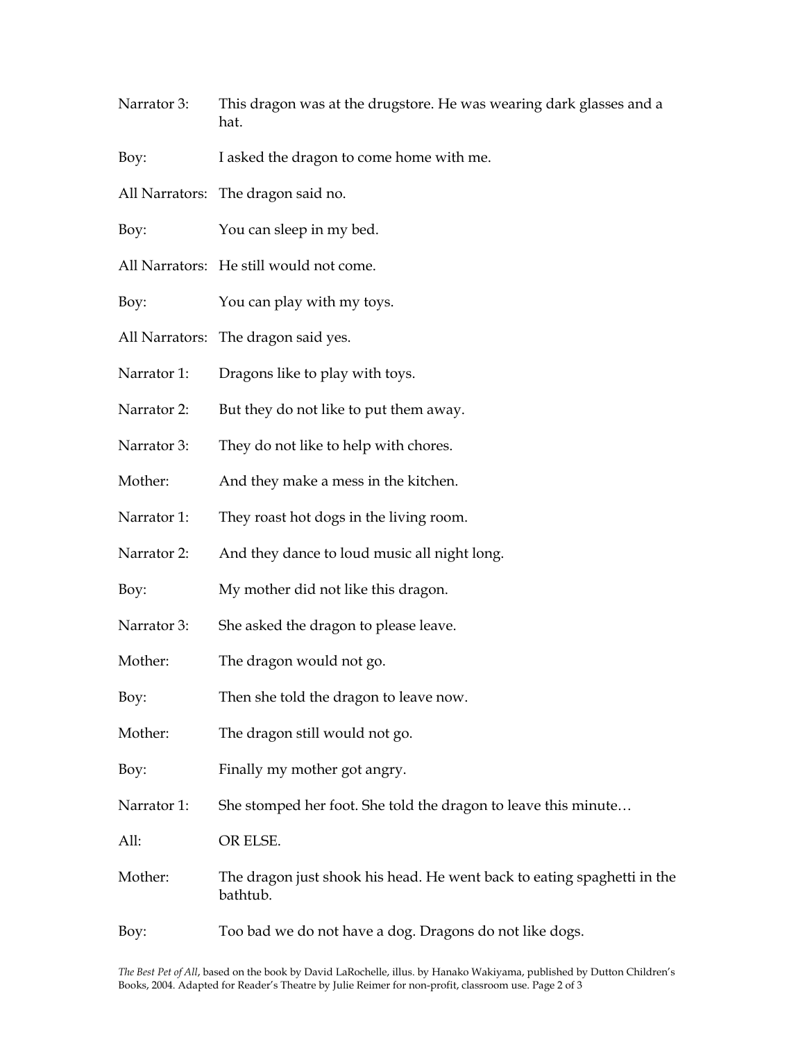Narrator 3: This dragon was at the drugstore. He was wearing dark glasses and a hat.

Boy: I asked the dragon to come home with me.

All Narrators: The dragon said no.

Boy: You can sleep in my bed.

All Narrators: He still would not come.

Boy: You can play with my toys.

All Narrators: The dragon said yes.

Narrator 1: Dragons like to play with toys.

Narrator 2: But they do not like to put them away.

Narrator 3: They do not like to help with chores.

Mother: And they make a mess in the kitchen.

Narrator 1: They roast hot dogs in the living room.

Narrator 2: And they dance to loud music all night long.

Boy: My mother did not like this dragon.

Narrator 3: She asked the dragon to please leave.

Mother: The dragon would not go.

Boy: Then she told the dragon to leave now.

Mother: The dragon still would not go.

Boy: Finally my mother got angry.

Narrator 1: She stomped her foot. She told the dragon to leave this minute…

All: OR ELSE.

Mother: The dragon just shook his head. He went back to eating spaghetti in the bathtub.

Boy: Too bad we do not have a dog. Dragons do not like dogs.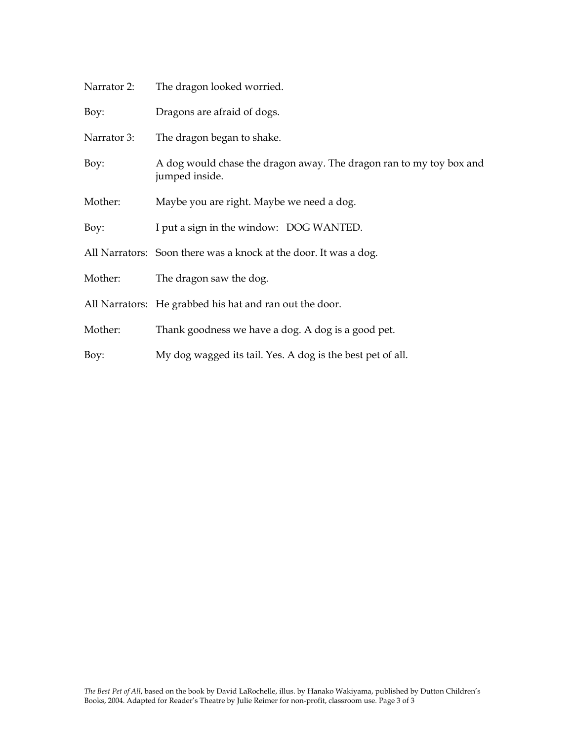Narrator 2: The dragon looked worried.

Boy: Dragons are afraid of dogs.

Narrator 3: The dragon began to shake.

Boy: A dog would chase the dragon away. The dragon ran to my toy box and jumped inside.

Mother: Maybe you are right. Maybe we need a dog.

Boy: I put a sign in the window: DOG WANTED.

All Narrators: Soon there was a knock at the door. It was a dog.

Mother: The dragon saw the dog.

All Narrators: He grabbed his hat and ran out the door.

Mother: Thank goodness we have a dog. A dog is a good pet.

Boy: My dog wagged its tail. Yes. A dog is the best pet of all.